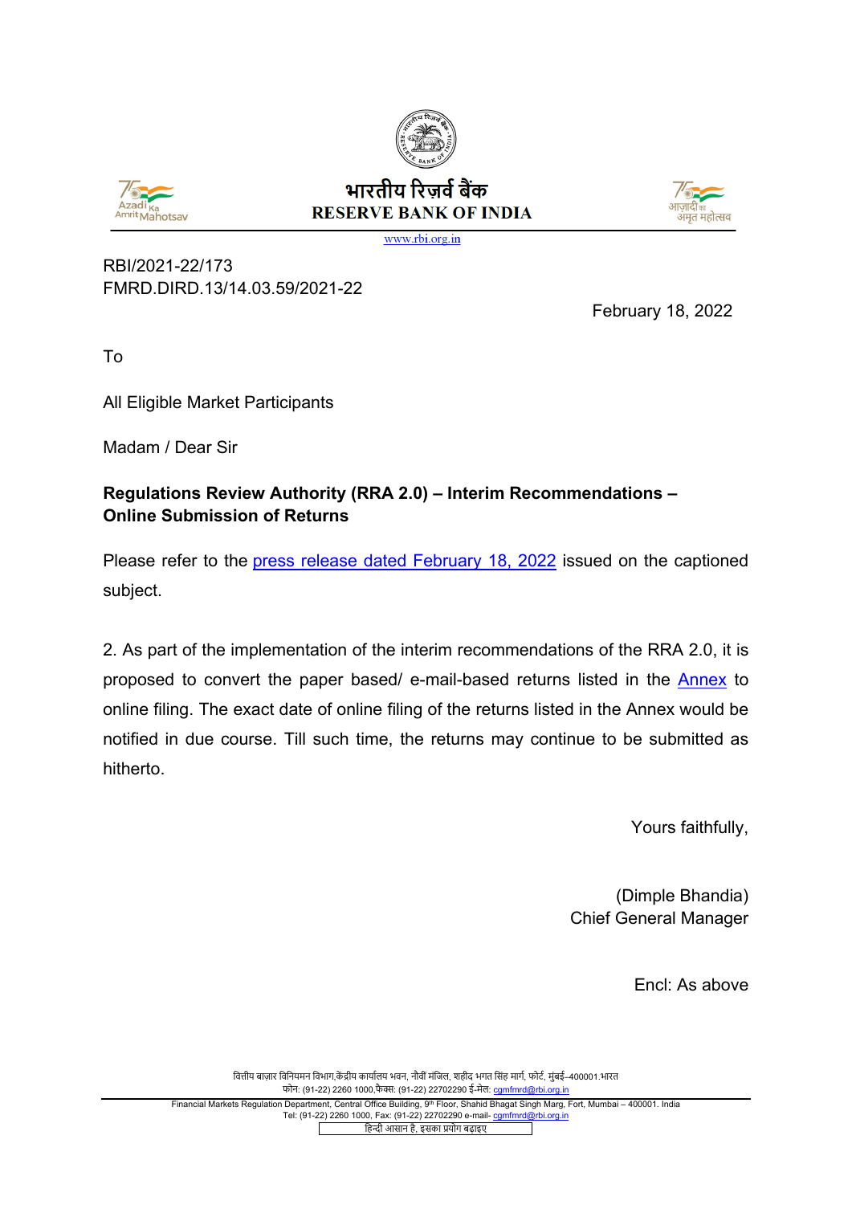भारतीय रिज़र्व बैंक
RESERVE BANK OF INDIA
www.rbi.org.in

RBI/2021-22/173
FMRD.DIRD.13/14.03.59/2021-22

February 18, 2022

To

All Eligible Market Participants

Madam / Dear Sir

**Regulations Review Authority (RRA 2.0) – Interim Recommendations – Online Submission of Returns**

Please refer to the press release dated February 18, 2022 issued on the captioned subject.

2. As part of the implementation of the interim recommendations of the RRA 2.0, it is proposed to convert the paper based/ e-mail-based returns listed in the Annex to online filing. The exact date of online filing of the returns listed in the Annex would be notified in due course. Till such time, the returns may continue to be submitted as hitherto.

Yours faithfully,

(Dimple Bhandia)
Chief General Manager

Encl: As above

वित्तीय बाज़ार विनियमन विभाग,केंद्रीय कार्यालय भवन, नौवीं मंजिल, शहीद भगत सिंह मार्ग, फोर्ट, मुंबई–400001.भारत
फोन: (91-22) 2260 1000,फैक्स: (91-22) 22702290 ई-मेल: cgmfmrd@rbi.org.in

Financial Markets Regulation Department, Central Office Building, 9th Floor, Shahid Bhagat Singh Marg, Fort, Mumbai – 400001. India
Tel: (91-22) 2260 1000, Fax: (91-22) 22702290 e-mail- cgmfmrd@rbi.org.in

हिन्दी आसान है, इसका प्रयोग बढ़ाइए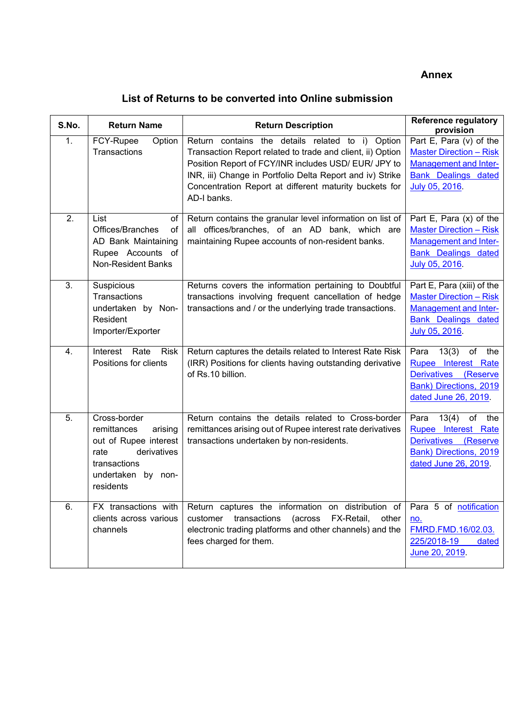**Annex**

## List of Returns to be converted into Online submission

| S.No. | Return Name | Return Description | Reference regulatory provision |
|---|---|---|---|
| 1. | FCY-Rupee Option Transactions | Return contains the details related to i) Option Transaction Report related to trade and client, ii) Option Position Report of FCY/INR includes USD/ EUR/ JPY to INR, iii) Change in Portfolio Delta Report and iv) Strike Concentration Report at different maturity buckets for AD-I banks. | Part E, Para (v) of the Master Direction – Risk Management and Inter-Bank Dealings dated July 05, 2016. |
| 2. | List of Offices/Branches of AD Bank Maintaining Rupee Accounts of Non-Resident Banks | Return contains the granular level information on list of all offices/branches, of an AD bank, which are maintaining Rupee accounts of non-resident banks. | Part E, Para (x) of the Master Direction – Risk Management and Inter-Bank Dealings dated July 05, 2016. |
| 3. | Suspicious Transactions undertaken by Non-Resident Importer/Exporter | Returns covers the information pertaining to Doubtful transactions involving frequent cancellation of hedge transactions and / or the underlying trade transactions. | Part E, Para (xiii) of the Master Direction – Risk Management and Inter-Bank Dealings dated July 05, 2016. |
| 4. | Interest Rate Risk Positions for clients | Return captures the details related to Interest Rate Risk (IRR) Positions for clients having outstanding derivative of Rs.10 billion. | Para 13(3) of the Rupee Interest Rate Derivatives (Reserve Bank) Directions, 2019 dated June 26, 2019. |
| 5. | Cross-border remittances arising out of Rupee interest rate derivatives transactions undertaken by non-residents | Return contains the details related to Cross-border remittances arising out of Rupee interest rate derivatives transactions undertaken by non-residents. | Para 13(4) of the Rupee Interest Rate Derivatives (Reserve Bank) Directions, 2019 dated June 26, 2019. |
| 6. | FX transactions with clients across various channels | Return captures the information on distribution of customer transactions (across FX-Retail, other electronic trading platforms and other channels) and the fees charged for them. | Para 5 of notification no. FMRD.FMD.16/02.03.225/2018-19 dated June 20, 2019. |